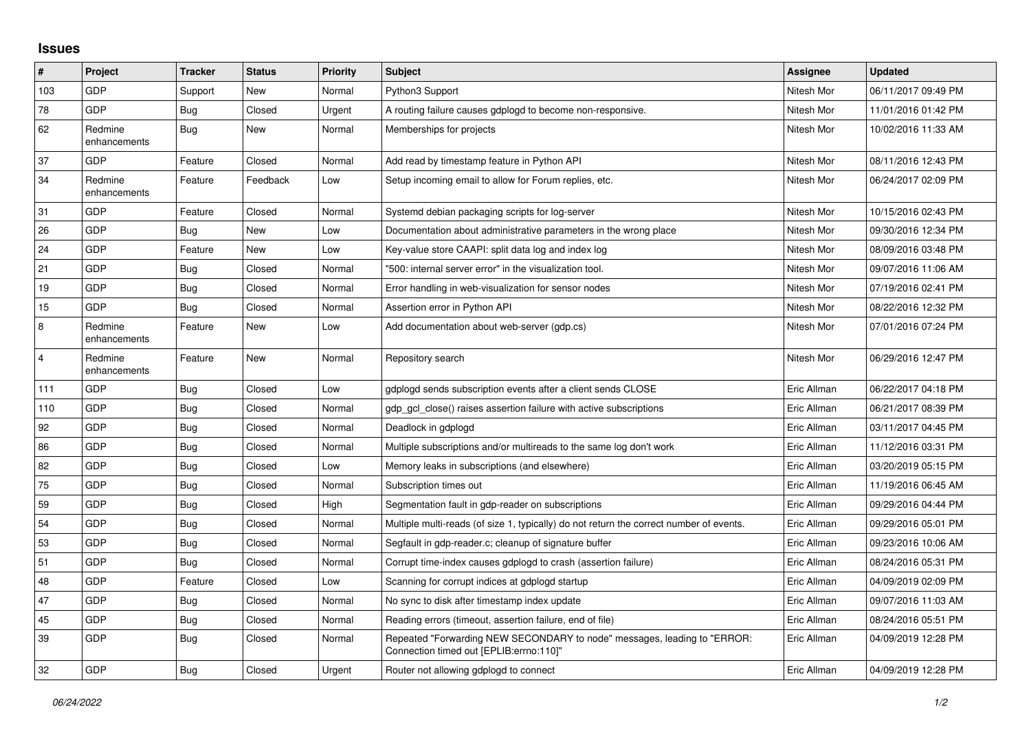## Issues

| # | Project | Tracker | Status | Priority | Subject | Assignee | Updated |
|---|---|---|---|---|---|---|---|
| 103 | GDP | Support | New | Normal | Python3 Support | Nitesh Mor | 06/11/2017 09:49 PM |
| 78 | GDP | Bug | Closed | Urgent | A routing failure causes gdplogd to become non-responsive. | Nitesh Mor | 11/01/2016 01:42 PM |
| 62 | Redmine enhancements | Bug | New | Normal | Memberships for projects | Nitesh Mor | 10/02/2016 11:33 AM |
| 37 | GDP | Feature | Closed | Normal | Add read by timestamp feature in Python API | Nitesh Mor | 08/11/2016 12:43 PM |
| 34 | Redmine enhancements | Feature | Feedback | Low | Setup incoming email to allow for Forum replies, etc. | Nitesh Mor | 06/24/2017 02:09 PM |
| 31 | GDP | Feature | Closed | Normal | Systemd debian packaging scripts for log-server | Nitesh Mor | 10/15/2016 02:43 PM |
| 26 | GDP | Bug | New | Low | Documentation about administrative parameters in the wrong place | Nitesh Mor | 09/30/2016 12:34 PM |
| 24 | GDP | Feature | New | Low | Key-value store CAAPI: split data log and index log | Nitesh Mor | 08/09/2016 03:48 PM |
| 21 | GDP | Bug | Closed | Normal | "500: internal server error" in the visualization tool. | Nitesh Mor | 09/07/2016 11:06 AM |
| 19 | GDP | Bug | Closed | Normal | Error handling in web-visualization for sensor nodes | Nitesh Mor | 07/19/2016 02:41 PM |
| 15 | GDP | Bug | Closed | Normal | Assertion error in Python API | Nitesh Mor | 08/22/2016 12:32 PM |
| 8 | Redmine enhancements | Feature | New | Low | Add documentation about web-server (gdp.cs) | Nitesh Mor | 07/01/2016 07:24 PM |
| 4 | Redmine enhancements | Feature | New | Normal | Repository search | Nitesh Mor | 06/29/2016 12:47 PM |
| 111 | GDP | Bug | Closed | Low | gdplogd sends subscription events after a client sends CLOSE | Eric Allman | 06/22/2017 04:18 PM |
| 110 | GDP | Bug | Closed | Normal | gdp_gcl_close() raises assertion failure with active subscriptions | Eric Allman | 06/21/2017 08:39 PM |
| 92 | GDP | Bug | Closed | Normal | Deadlock in gdplogd | Eric Allman | 03/11/2017 04:45 PM |
| 86 | GDP | Bug | Closed | Normal | Multiple subscriptions and/or multireads to the same log don't work | Eric Allman | 11/12/2016 03:31 PM |
| 82 | GDP | Bug | Closed | Low | Memory leaks in subscriptions (and elsewhere) | Eric Allman | 03/20/2019 05:15 PM |
| 75 | GDP | Bug | Closed | Normal | Subscription times out | Eric Allman | 11/19/2016 06:45 AM |
| 59 | GDP | Bug | Closed | High | Segmentation fault in gdp-reader on subscriptions | Eric Allman | 09/29/2016 04:44 PM |
| 54 | GDP | Bug | Closed | Normal | Multiple multi-reads (of size 1, typically) do not return the correct number of events. | Eric Allman | 09/29/2016 05:01 PM |
| 53 | GDP | Bug | Closed | Normal | Segfault in gdp-reader.c; cleanup of signature buffer | Eric Allman | 09/23/2016 10:06 AM |
| 51 | GDP | Bug | Closed | Normal | Corrupt time-index causes gdplogd to crash (assertion failure) | Eric Allman | 08/24/2016 05:31 PM |
| 48 | GDP | Feature | Closed | Low | Scanning for corrupt indices at gdplogd startup | Eric Allman | 04/09/2019 02:09 PM |
| 47 | GDP | Bug | Closed | Normal | No sync to disk after timestamp index update | Eric Allman | 09/07/2016 11:03 AM |
| 45 | GDP | Bug | Closed | Normal | Reading errors (timeout, assertion failure, end of file) | Eric Allman | 08/24/2016 05:51 PM |
| 39 | GDP | Bug | Closed | Normal | Repeated "Forwarding NEW SECONDARY to node" messages, leading to "ERROR: Connection timed out [EPLIB:errno:110]" | Eric Allman | 04/09/2019 12:28 PM |
| 32 | GDP | Bug | Closed | Urgent | Router not allowing gdplogd to connect | Eric Allman | 04/09/2019 12:28 PM |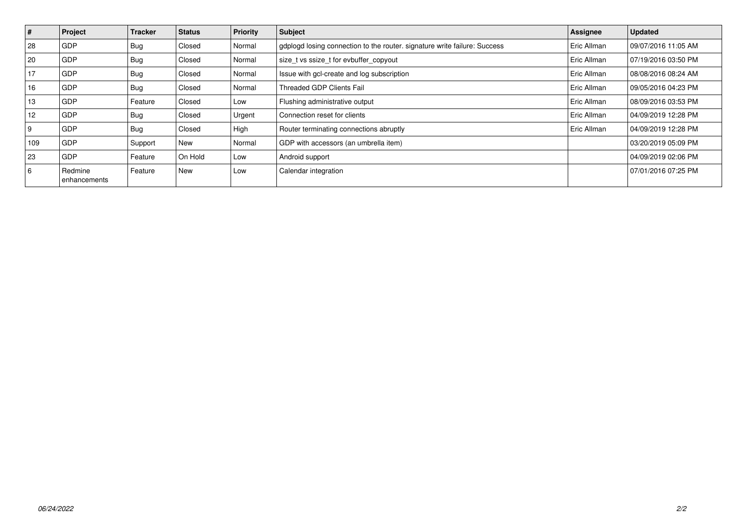| # | Project | Tracker | Status | Priority | Subject | Assignee | Updated |
|---|---|---|---|---|---|---|---|
| 28 | GDP | Bug | Closed | Normal | gdplogd losing connection to the router. signature write failure: Success | Eric Allman | 09/07/2016 11:05 AM |
| 20 | GDP | Bug | Closed | Normal | size_t vs ssize_t for evbuffer_copyout | Eric Allman | 07/19/2016 03:50 PM |
| 17 | GDP | Bug | Closed | Normal | Issue with gcl-create and log subscription | Eric Allman | 08/08/2016 08:24 AM |
| 16 | GDP | Bug | Closed | Normal | Threaded GDP Clients Fail | Eric Allman | 09/05/2016 04:23 PM |
| 13 | GDP | Feature | Closed | Low | Flushing administrative output | Eric Allman | 08/09/2016 03:53 PM |
| 12 | GDP | Bug | Closed | Urgent | Connection reset for clients | Eric Allman | 04/09/2019 12:28 PM |
| 9 | GDP | Bug | Closed | High | Router terminating connections abruptly | Eric Allman | 04/09/2019 12:28 PM |
| 109 | GDP | Support | New | Normal | GDP with accessors (an umbrella item) | | 03/20/2019 05:09 PM |
| 23 | GDP | Feature | On Hold | Low | Android support | | 04/09/2019 02:06 PM |
| 6 | Redmine enhancements | Feature | New | Low | Calendar integration | | 07/01/2016 07:25 PM |